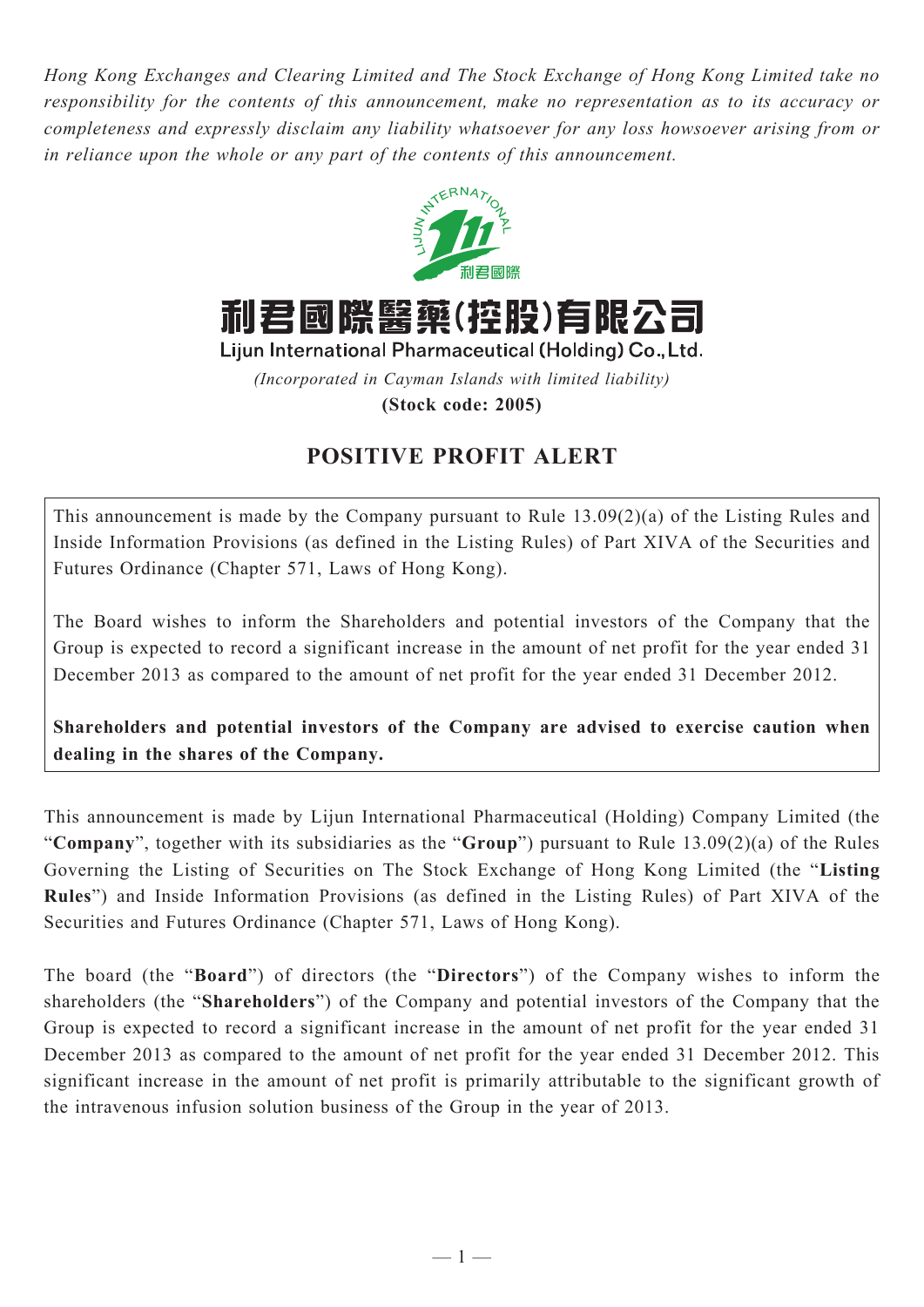*Hong Kong Exchanges and Clearing Limited and The Stock Exchange of Hong Kong Limited take no responsibility for the contents of this announcement, make no representation as to its accuracy or completeness and expressly disclaim any liability whatsoever for any loss howsoever arising from or in reliance upon the whole or any part of the contents of this announcement.*

# 利君國際醫藥(控股)有限公司

**Lijun International Pharmaceutical (Holding) Co., Ltd.**

*(Incorporated in Cayman Islands with limited liability)*

**(Stock code: 2005)**

## POSITIVE PROFIT ALERT

This announcement is made by the Company pursuant to Rule 13.09(2)(a) of the Listing Rules and Inside Information Provisions (as defined in the Listing Rules) of Part XIVA of the Securities and Futures Ordinance (Chapter 571, Laws of Hong Kong).

The Board wishes to inform the Shareholders and potential investors of the Company that the Group is expected to record a significant increase in the amount of net profit for the year ended 31 December 2013 as compared to the amount of net profit for the year ended 31 December 2012.

**Shareholders and potential investors of the Company are advised to exercise caution when dealing in the shares of the Company.**

This announcement is made by Lijun International Pharmaceutical (Holding) Company Limited (the "**Company**", together with its subsidiaries as the "**Group**") pursuant to Rule 13.09(2)(a) of the Rules Governing the Listing of Securities on The Stock Exchange of Hong Kong Limited (the "**Listing Rules**") and Inside Information Provisions (as defined in the Listing Rules) of Part XIVA of the Securities and Futures Ordinance (Chapter 571, Laws of Hong Kong).

The board (the "**Board**") of directors (the "**Directors**") of the Company wishes to inform the shareholders (the "**Shareholders**") of the Company and potential investors of the Company that the Group is expected to record a significant increase in the amount of net profit for the year ended 31 December 2013 as compared to the amount of net profit for the year ended 31 December 2012. This significant increase in the amount of net profit is primarily attributable to the significant growth of the intravenous infusion solution business of the Group in the year of 2013.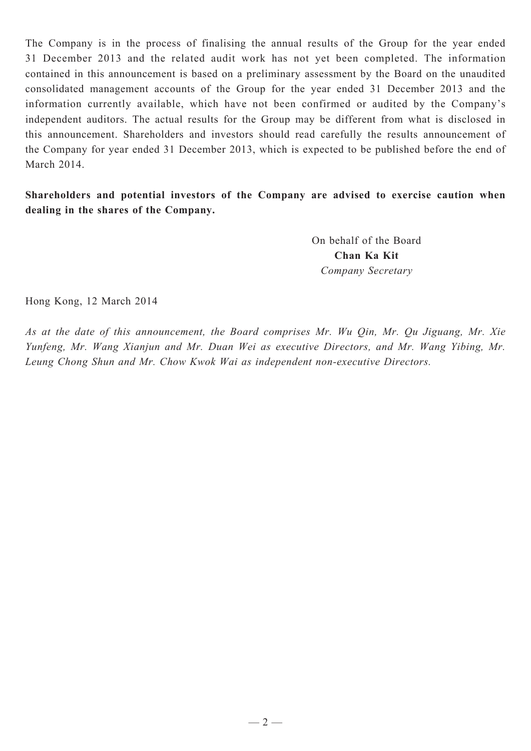The Company is in the process of finalising the annual results of the Group for the year ended 31 December 2013 and the related audit work has not yet been completed. The information contained in this announcement is based on a preliminary assessment by the Board on the unaudited consolidated management accounts of the Group for the year ended 31 December 2013 and the information currently available, which have not been confirmed or audited by the Company's independent auditors. The actual results for the Group may be different from what is disclosed in this announcement. Shareholders and investors should read carefully the results announcement of the Company for year ended 31 December 2013, which is expected to be published before the end of March 2014.

**Shareholders and potential investors of the Company are advised to exercise caution when dealing in the shares of the Company.**

On behalf of the Board
**Chan Ka Kit**
*Company Secretary*

Hong Kong, 12 March 2014

*As at the date of this announcement, the Board comprises Mr. Wu Qin, Mr. Qu Jiguang, Mr. Xie Yunfeng, Mr. Wang Xianjun and Mr. Duan Wei as executive Directors, and Mr. Wang Yibing, Mr. Leung Chong Shun and Mr. Chow Kwok Wai as independent non-executive Directors.*